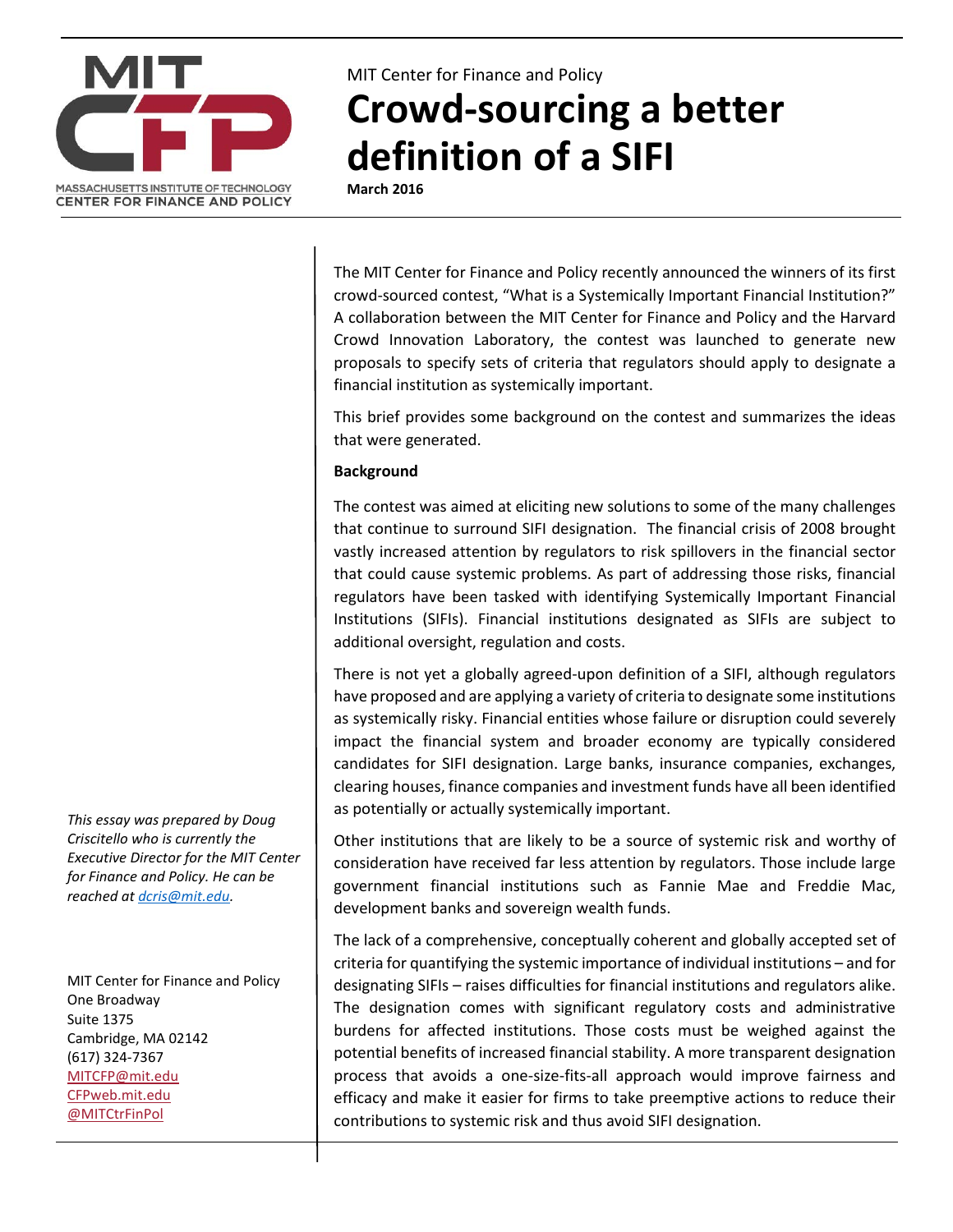MIT Center for Finance and Policy

# Crowd-sourcing a better definition of a SIFI

**March 2016**

The MIT Center for Finance and Policy recently announced the winners of its first crowd-sourced contest, "What is a Systemically Important Financial Institution?" A collaboration between the MIT Center for Finance and Policy and the Harvard Crowd Innovation Laboratory, the contest was launched to generate new proposals to specify sets of criteria that regulators should apply to designate a financial institution as systemically important.

This brief provides some background on the contest and summarizes the ideas that were generated.

**Background**

The contest was aimed at eliciting new solutions to some of the many challenges that continue to surround SIFI designation. The financial crisis of 2008 brought vastly increased attention by regulators to risk spillovers in the financial sector that could cause systemic problems. As part of addressing those risks, financial regulators have been tasked with identifying Systemically Important Financial Institutions (SIFIs). Financial institutions designated as SIFIs are subject to additional oversight, regulation and costs.

There is not yet a globally agreed-upon definition of a SIFI, although regulators have proposed and are applying a variety of criteria to designate some institutions as systemically risky. Financial entities whose failure or disruption could severely impact the financial system and broader economy are typically considered candidates for SIFI designation. Large banks, insurance companies, exchanges, clearing houses, finance companies and investment funds have all been identified as potentially or actually systemically important.

Other institutions that are likely to be a source of systemic risk and worthy of consideration have received far less attention by regulators. Those include large government financial institutions such as Fannie Mae and Freddie Mac, development banks and sovereign wealth funds.

The lack of a comprehensive, conceptually coherent and globally accepted set of criteria for quantifying the systemic importance of individual institutions – and for designating SIFIs – raises difficulties for financial institutions and regulators alike. The designation comes with significant regulatory costs and administrative burdens for affected institutions. Those costs must be weighed against the potential benefits of increased financial stability. A more transparent designation process that avoids a one-size-fits-all approach would improve fairness and efficacy and make it easier for firms to take preemptive actions to reduce their contributions to systemic risk and thus avoid SIFI designation.

*This essay was prepared by Doug Criscitello who is currently the Executive Director for the MIT Center for Finance and Policy. He can be reached at dcris@mit.edu.*

MIT Center for Finance and Policy
One Broadway
Suite 1375
Cambridge, MA 02142
(617) 324-7367
MITCFP@mit.edu
CFPweb.mit.edu
@MITCtrFinPol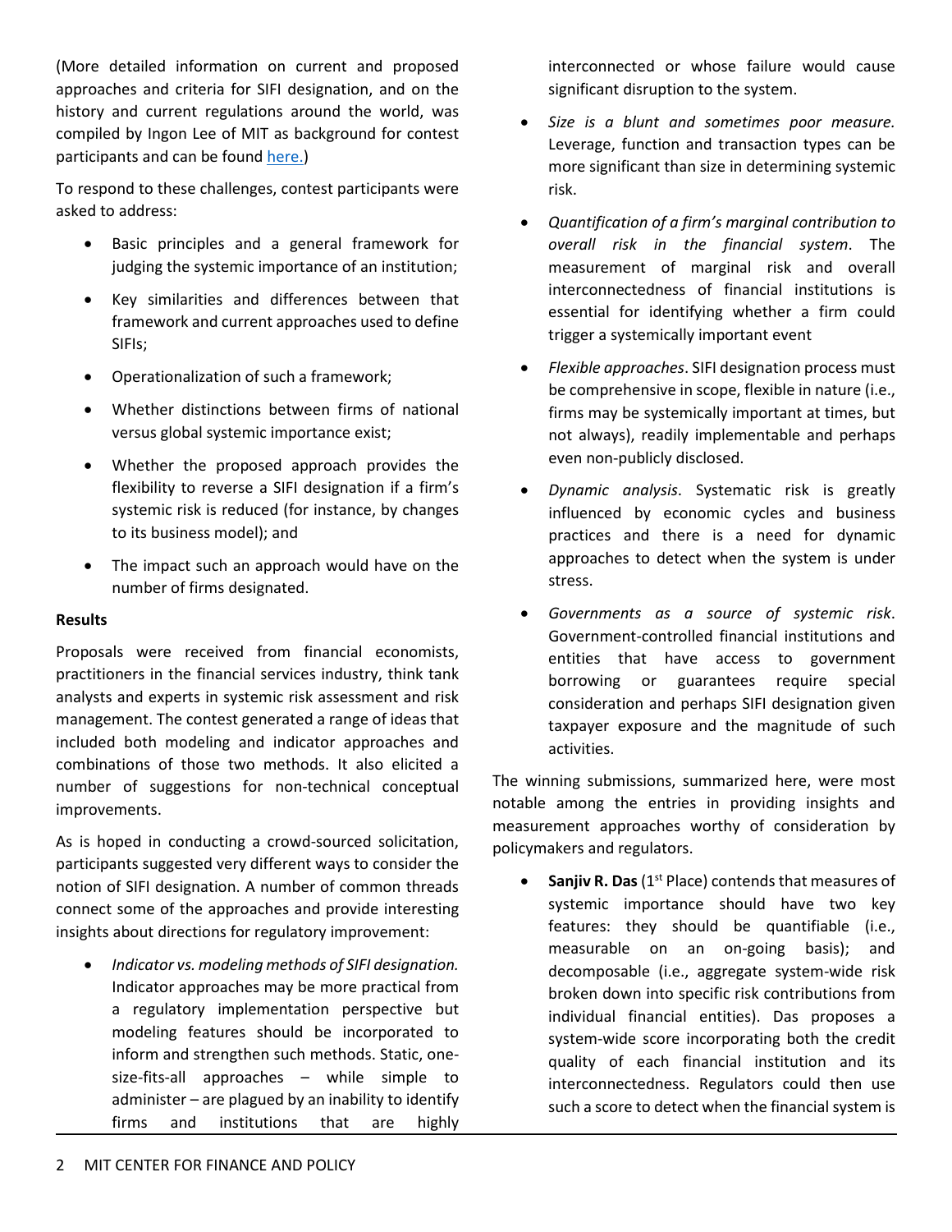(More detailed information on current and proposed approaches and criteria for SIFI designation, and on the history and current regulations around the world, was compiled by Ingon Lee of MIT as background for contest participants and can be found here.)

To respond to these challenges, contest participants were asked to address:

- Basic principles and a general framework for judging the systemic importance of an institution;
- Key similarities and differences between that framework and current approaches used to define SIFIs;
- Operationalization of such a framework;
- Whether distinctions between firms of national versus global systemic importance exist;
- Whether the proposed approach provides the flexibility to reverse a SIFI designation if a firm's systemic risk is reduced (for instance, by changes to its business model); and
- The impact such an approach would have on the number of firms designated.

**Results**

Proposals were received from financial economists, practitioners in the financial services industry, think tank analysts and experts in systemic risk assessment and risk management. The contest generated a range of ideas that included both modeling and indicator approaches and combinations of those two methods. It also elicited a number of suggestions for non-technical conceptual improvements.

As is hoped in conducting a crowd-sourced solicitation, participants suggested very different ways to consider the notion of SIFI designation. A number of common threads connect some of the approaches and provide interesting insights about directions for regulatory improvement:

- *Indicator vs. modeling methods of SIFI designation.* Indicator approaches may be more practical from a regulatory implementation perspective but modeling features should be incorporated to inform and strengthen such methods. Static, one-size-fits-all approaches – while simple to administer – are plagued by an inability to identify firms and institutions that are highly interconnected or whose failure would cause significant disruption to the system.
- *Size is a blunt and sometimes poor measure.* Leverage, function and transaction types can be more significant than size in determining systemic risk.
- *Quantification of a firm's marginal contribution to overall risk in the financial system*. The measurement of marginal risk and overall interconnectedness of financial institutions is essential for identifying whether a firm could trigger a systemically important event
- *Flexible approaches*. SIFI designation process must be comprehensive in scope, flexible in nature (i.e., firms may be systemically important at times, but not always), readily implementable and perhaps even non-publicly disclosed.
- *Dynamic analysis*. Systematic risk is greatly influenced by economic cycles and business practices and there is a need for dynamic approaches to detect when the system is under stress.
- *Governments as a source of systemic risk*. Government-controlled financial institutions and entities that have access to government borrowing or guarantees require special consideration and perhaps SIFI designation given taxpayer exposure and the magnitude of such activities.

The winning submissions, summarized here, were most notable among the entries in providing insights and measurement approaches worthy of consideration by policymakers and regulators.

- **Sanjiv R. Das** (1st Place) contends that measures of systemic importance should have two key features: they should be quantifiable (i.e., measurable on an on-going basis); and decomposable (i.e., aggregate system-wide risk broken down into specific risk contributions from individual financial entities). Das proposes a system-wide score incorporating both the credit quality of each financial institution and its interconnectedness. Regulators could then use such a score to detect when the financial system is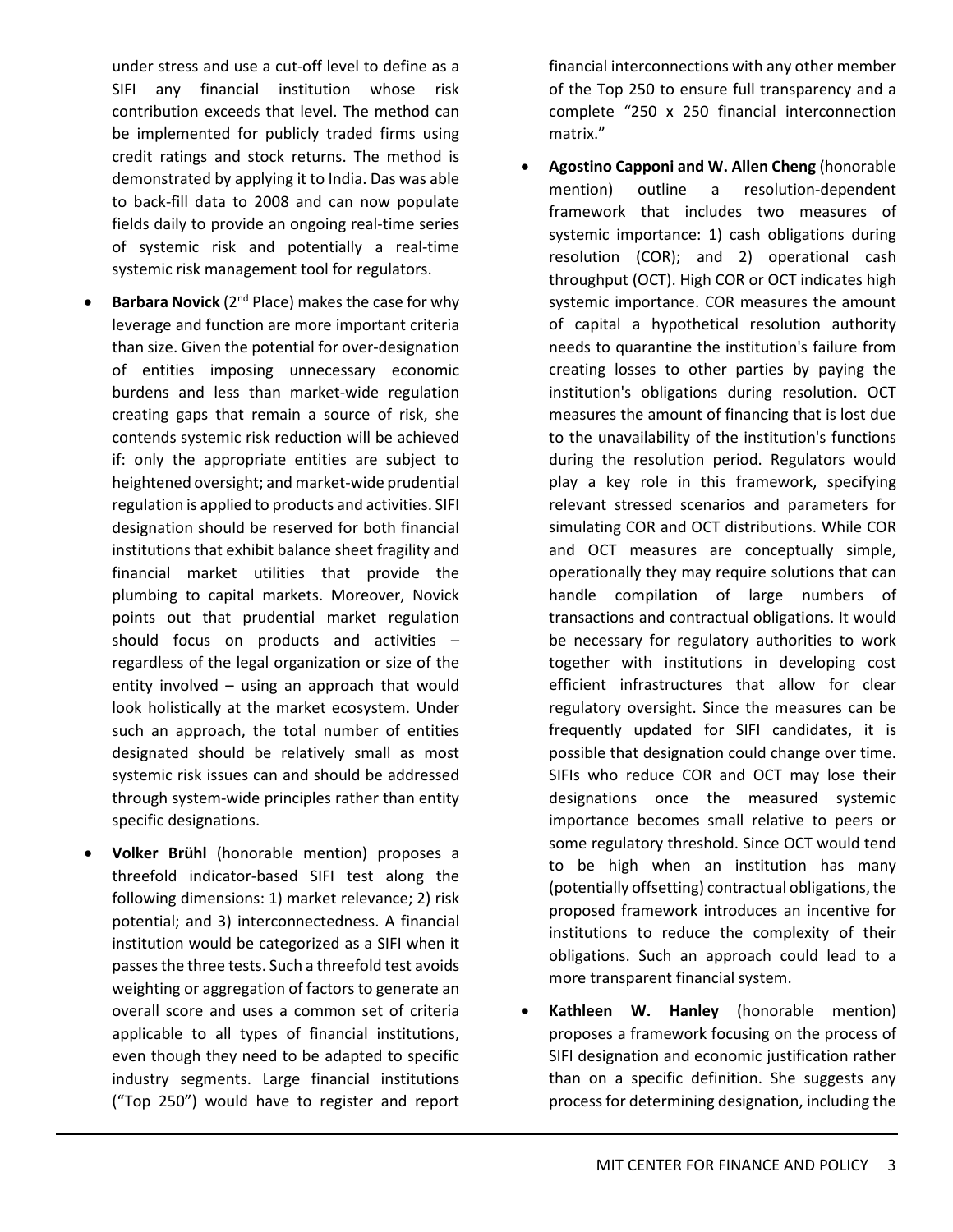under stress and use a cut-off level to define as a SIFI any financial institution whose risk contribution exceeds that level. The method can be implemented for publicly traded firms using credit ratings and stock returns. The method is demonstrated by applying it to India. Das was able to back-fill data to 2008 and can now populate fields daily to provide an ongoing real-time series of systemic risk and potentially a real-time systemic risk management tool for regulators.

- **Barbara Novick** (2nd Place) makes the case for why leverage and function are more important criteria than size. Given the potential for over-designation of entities imposing unnecessary economic burdens and less than market-wide regulation creating gaps that remain a source of risk, she contends systemic risk reduction will be achieved if: only the appropriate entities are subject to heightened oversight; and market-wide prudential regulation is applied to products and activities. SIFI designation should be reserved for both financial institutions that exhibit balance sheet fragility and financial market utilities that provide the plumbing to capital markets. Moreover, Novick points out that prudential market regulation should focus on products and activities – regardless of the legal organization or size of the entity involved – using an approach that would look holistically at the market ecosystem. Under such an approach, the total number of entities designated should be relatively small as most systemic risk issues can and should be addressed through system-wide principles rather than entity specific designations.

- **Volker Brühl** (honorable mention) proposes a threefold indicator-based SIFI test along the following dimensions: 1) market relevance; 2) risk potential; and 3) interconnectedness. A financial institution would be categorized as a SIFI when it passes the three tests. Such a threefold test avoids weighting or aggregation of factors to generate an overall score and uses a common set of criteria applicable to all types of financial institutions, even though they need to be adapted to specific industry segments. Large financial institutions ("Top 250") would have to register and report financial interconnections with any other member of the Top 250 to ensure full transparency and a complete "250 x 250 financial interconnection matrix."

- **Agostino Capponi and W. Allen Cheng** (honorable mention) outline a resolution-dependent framework that includes two measures of systemic importance: 1) cash obligations during resolution (COR); and 2) operational cash throughput (OCT). High COR or OCT indicates high systemic importance. COR measures the amount of capital a hypothetical resolution authority needs to quarantine the institution's failure from creating losses to other parties by paying the institution's obligations during resolution. OCT measures the amount of financing that is lost due to the unavailability of the institution's functions during the resolution period. Regulators would play a key role in this framework, specifying relevant stressed scenarios and parameters for simulating COR and OCT distributions. While COR and OCT measures are conceptually simple, operationally they may require solutions that can handle compilation of large numbers of transactions and contractual obligations. It would be necessary for regulatory authorities to work together with institutions in developing cost efficient infrastructures that allow for clear regulatory oversight. Since the measures can be frequently updated for SIFI candidates, it is possible that designation could change over time. SIFIs who reduce COR and OCT may lose their designations once the measured systemic importance becomes small relative to peers or some regulatory threshold. Since OCT would tend to be high when an institution has many (potentially offsetting) contractual obligations, the proposed framework introduces an incentive for institutions to reduce the complexity of their obligations. Such an approach could lead to a more transparent financial system.

- **Kathleen W. Hanley** (honorable mention) proposes a framework focusing on the process of SIFI designation and economic justification rather than on a specific definition. She suggests any process for determining designation, including the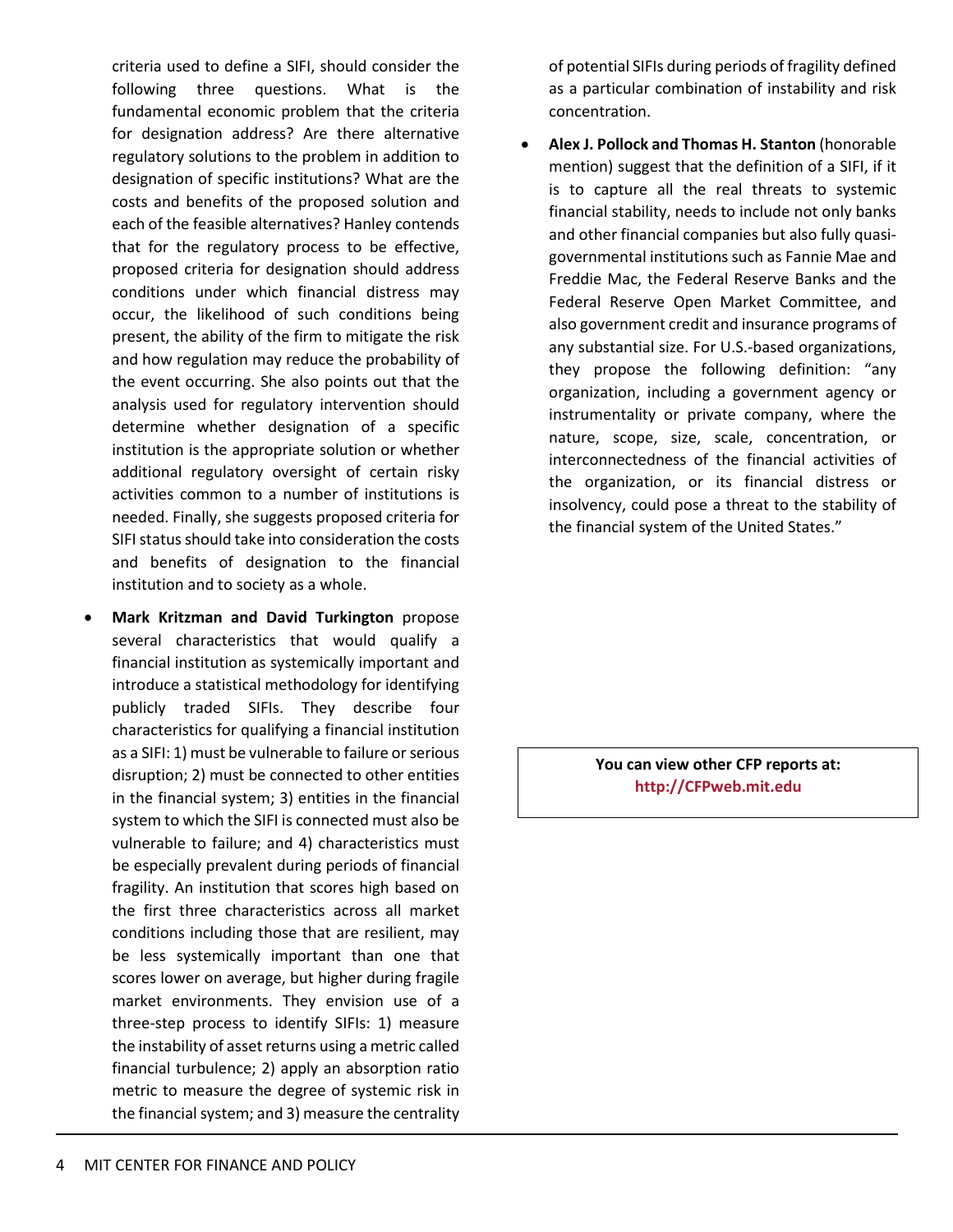criteria used to define a SIFI, should consider the following three questions. What is the fundamental economic problem that the criteria for designation address? Are there alternative regulatory solutions to the problem in addition to designation of specific institutions? What are the costs and benefits of the proposed solution and each of the feasible alternatives? Hanley contends that for the regulatory process to be effective, proposed criteria for designation should address conditions under which financial distress may occur, the likelihood of such conditions being present, the ability of the firm to mitigate the risk and how regulation may reduce the probability of the event occurring. She also points out that the analysis used for regulatory intervention should determine whether designation of a specific institution is the appropriate solution or whether additional regulatory oversight of certain risky activities common to a number of institutions is needed. Finally, she suggests proposed criteria for SIFI status should take into consideration the costs and benefits of designation to the financial institution and to society as a whole.

- **Mark Kritzman and David Turkington** propose several characteristics that would qualify a financial institution as systemically important and introduce a statistical methodology for identifying publicly traded SIFIs. They describe four characteristics for qualifying a financial institution as a SIFI: 1) must be vulnerable to failure or serious disruption; 2) must be connected to other entities in the financial system; 3) entities in the financial system to which the SIFI is connected must also be vulnerable to failure; and 4) characteristics must be especially prevalent during periods of financial fragility. An institution that scores high based on the first three characteristics across all market conditions including those that are resilient, may be less systemically important than one that scores lower on average, but higher during fragile market environments. They envision use of a three-step process to identify SIFIs: 1) measure the instability of asset returns using a metric called financial turbulence; 2) apply an absorption ratio metric to measure the degree of systemic risk in the financial system; and 3) measure the centrality of potential SIFIs during periods of fragility defined as a particular combination of instability and risk concentration.

- **Alex J. Pollock and Thomas H. Stanton** (honorable mention) suggest that the definition of a SIFI, if it is to capture all the real threats to systemic financial stability, needs to include not only banks and other financial companies but also fully quasi-governmental institutions such as Fannie Mae and Freddie Mac, the Federal Reserve Banks and the Federal Reserve Open Market Committee, and also government credit and insurance programs of any substantial size. For U.S.-based organizations, they propose the following definition: "any organization, including a government agency or instrumentality or private company, where the nature, scope, size, scale, concentration, or interconnectedness of the financial activities of the organization, or its financial distress or insolvency, could pose a threat to the stability of the financial system of the United States."

**You can view other CFP reports at:**
**http://CFPweb.mit.edu**